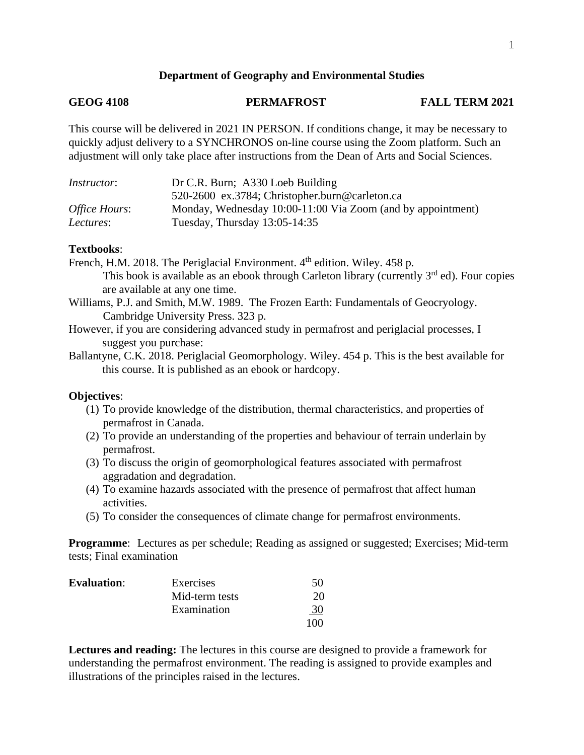**Department of Geography and Environmental Studies**

**GEOG 4108** **PERMAFROST** **FALL TERM 2021**

This course will be delivered in 2021 IN PERSON. If conditions change, it may be necessary to quickly adjust delivery to a SYNCHRONOS on-line course using the Zoom platform. Such an adjustment will only take place after instructions from the Dean of Arts and Social Sciences.

| | |
|---|---|
| *Instructor*: | Dr C.R. Burn; A330 Loeb Building<br>520-2600 ex.3784; Christopher.burn@carleton.ca |
| *Office Hours*: | Monday, Wednesday 10:00-11:00 Via Zoom (and by appointment) |
| *Lectures*: | Tuesday, Thursday 13:05-14:35 |

**Textbooks**:

French, H.M. 2018. The Periglacial Environment. 4th edition. Wiley. 458 p.
This book is available as an ebook through Carleton library (currently 3rd ed). Four copies are available at any one time.

Williams, P.J. and Smith, M.W. 1989. The Frozen Earth: Fundamentals of Geocryology. Cambridge University Press. 323 p.

However, if you are considering advanced study in permafrost and periglacial processes, I suggest you purchase:

Ballantyne, C.K. 2018. Periglacial Geomorphology. Wiley. 454 p. This is the best available for this course. It is published as an ebook or hardcopy.

**Objectives**:

(1) To provide knowledge of the distribution, thermal characteristics, and properties of permafrost in Canada.
(2) To provide an understanding of the properties and behaviour of terrain underlain by permafrost.
(3) To discuss the origin of geomorphological features associated with permafrost aggradation and degradation.
(4) To examine hazards associated with the presence of permafrost that affect human activities.
(5) To consider the consequences of climate change for permafrost environments.

**Programme**: Lectures as per schedule; Reading as assigned or suggested; Exercises; Mid-term tests; Final examination

| **Evaluation**: | | |
|---|---|---|
| | Exercises | 50 |
| | Mid-term tests | 20 |
| | Examination | 30 |
| | | 100 |

**Lectures and reading:** The lectures in this course are designed to provide a framework for understanding the permafrost environment. The reading is assigned to provide examples and illustrations of the principles raised in the lectures.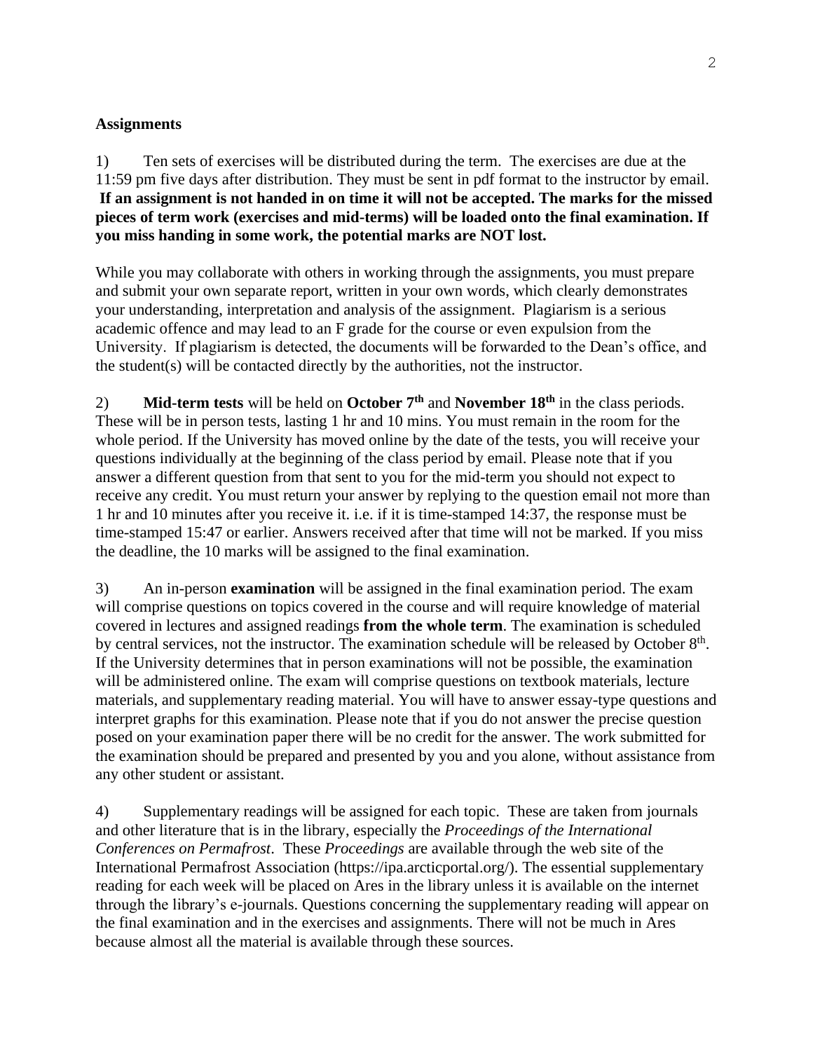**Assignments**

1) Ten sets of exercises will be distributed during the term. The exercises are due at the 11:59 pm five days after distribution. They must be sent in pdf format to the instructor by email. **If an assignment is not handed in on time it will not be accepted. The marks for the missed pieces of term work (exercises and mid-terms) will be loaded onto the final examination. If you miss handing in some work, the potential marks are NOT lost.**

While you may collaborate with others in working through the assignments, you must prepare and submit your own separate report, written in your own words, which clearly demonstrates your understanding, interpretation and analysis of the assignment. Plagiarism is a serious academic offence and may lead to an F grade for the course or even expulsion from the University. If plagiarism is detected, the documents will be forwarded to the Dean's office, and the student(s) will be contacted directly by the authorities, not the instructor.

2) **Mid-term tests** will be held on **October 7th** and **November 18th** in the class periods. These will be in person tests, lasting 1 hr and 10 mins. You must remain in the room for the whole period. If the University has moved online by the date of the tests, you will receive your questions individually at the beginning of the class period by email. Please note that if you answer a different question from that sent to you for the mid-term you should not expect to receive any credit. You must return your answer by replying to the question email not more than 1 hr and 10 minutes after you receive it. i.e. if it is time-stamped 14:37, the response must be time-stamped 15:47 or earlier. Answers received after that time will not be marked. If you miss the deadline, the 10 marks will be assigned to the final examination.

3) An in-person **examination** will be assigned in the final examination period. The exam will comprise questions on topics covered in the course and will require knowledge of material covered in lectures and assigned readings **from the whole term**. The examination is scheduled by central services, not the instructor. The examination schedule will be released by October 8th. If the University determines that in person examinations will not be possible, the examination will be administered online. The exam will comprise questions on textbook materials, lecture materials, and supplementary reading material. You will have to answer essay-type questions and interpret graphs for this examination. Please note that if you do not answer the precise question posed on your examination paper there will be no credit for the answer. The work submitted for the examination should be prepared and presented by you and you alone, without assistance from any other student or assistant.

4) Supplementary readings will be assigned for each topic. These are taken from journals and other literature that is in the library, especially the *Proceedings of the International Conferences on Permafrost*. These *Proceedings* are available through the web site of the International Permafrost Association (https://ipa.arcticportal.org/). The essential supplementary reading for each week will be placed on Ares in the library unless it is available on the internet through the library's e-journals. Questions concerning the supplementary reading will appear on the final examination and in the exercises and assignments. There will not be much in Ares because almost all the material is available through these sources.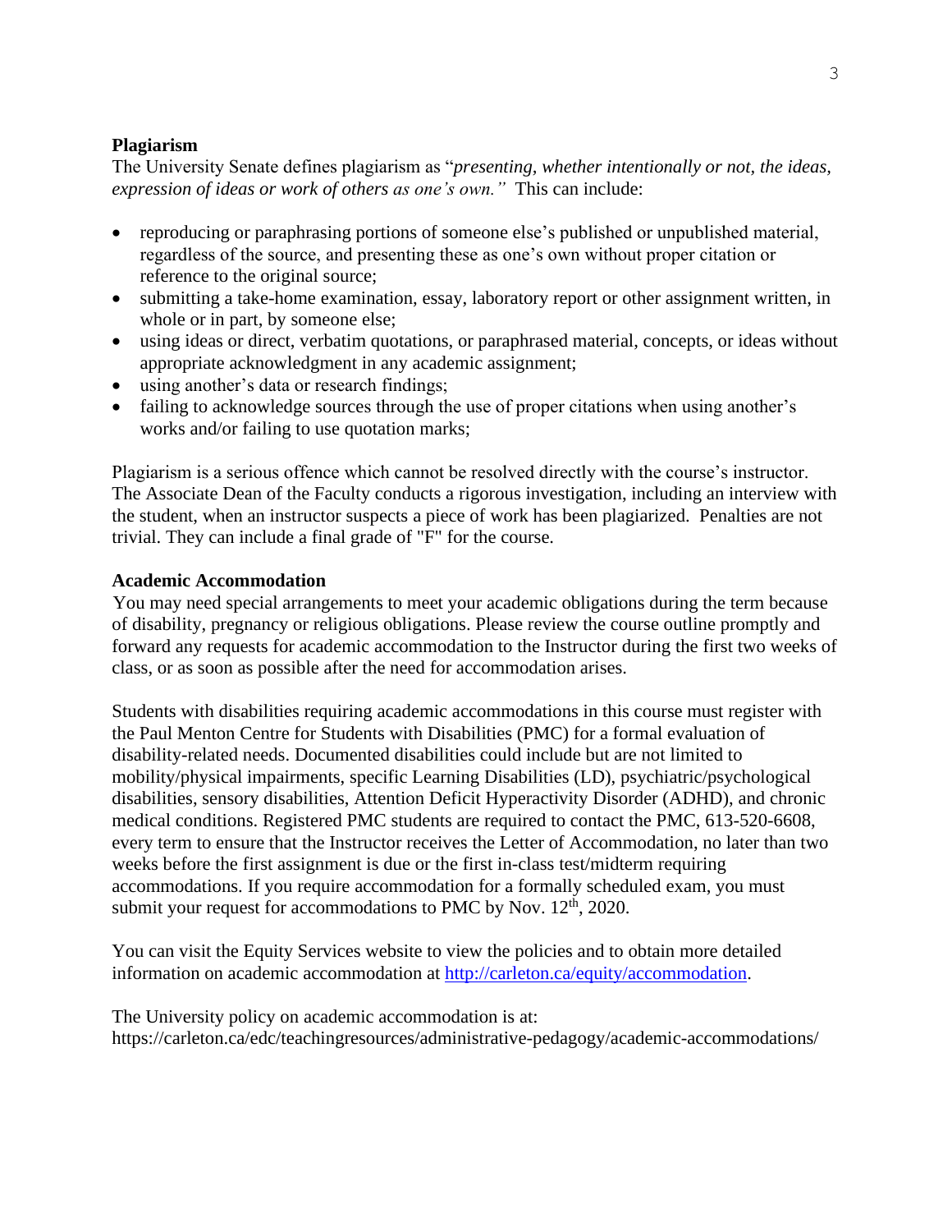## Plagiarism

The University Senate defines plagiarism as "*presenting, whether intentionally or not, the ideas, expression of ideas or work of others as one's own."* This can include:

- reproducing or paraphrasing portions of someone else's published or unpublished material, regardless of the source, and presenting these as one's own without proper citation or reference to the original source;
- submitting a take-home examination, essay, laboratory report or other assignment written, in whole or in part, by someone else;
- using ideas or direct, verbatim quotations, or paraphrased material, concepts, or ideas without appropriate acknowledgment in any academic assignment;
- using another's data or research findings;
- failing to acknowledge sources through the use of proper citations when using another's works and/or failing to use quotation marks;

Plagiarism is a serious offence which cannot be resolved directly with the course's instructor. The Associate Dean of the Faculty conducts a rigorous investigation, including an interview with the student, when an instructor suspects a piece of work has been plagiarized. Penalties are not trivial. They can include a final grade of "F" for the course.

## Academic Accommodation

You may need special arrangements to meet your academic obligations during the term because of disability, pregnancy or religious obligations. Please review the course outline promptly and forward any requests for academic accommodation to the Instructor during the first two weeks of class, or as soon as possible after the need for accommodation arises.

Students with disabilities requiring academic accommodations in this course must register with the Paul Menton Centre for Students with Disabilities (PMC) for a formal evaluation of disability-related needs. Documented disabilities could include but are not limited to mobility/physical impairments, specific Learning Disabilities (LD), psychiatric/psychological disabilities, sensory disabilities, Attention Deficit Hyperactivity Disorder (ADHD), and chronic medical conditions. Registered PMC students are required to contact the PMC, 613-520-6608, every term to ensure that the Instructor receives the Letter of Accommodation, no later than two weeks before the first assignment is due or the first in-class test/midterm requiring accommodations. If you require accommodation for a formally scheduled exam, you must submit your request for accommodations to PMC by Nov. 12th, 2020.

You can visit the Equity Services website to view the policies and to obtain more detailed information on academic accommodation at [http://carleton.ca/equity/accommodation](http://carleton.ca/equity/accommodation).

The University policy on academic accommodation is at:
https://carleton.ca/edc/teachingresources/administrative-pedagogy/academic-accommodations/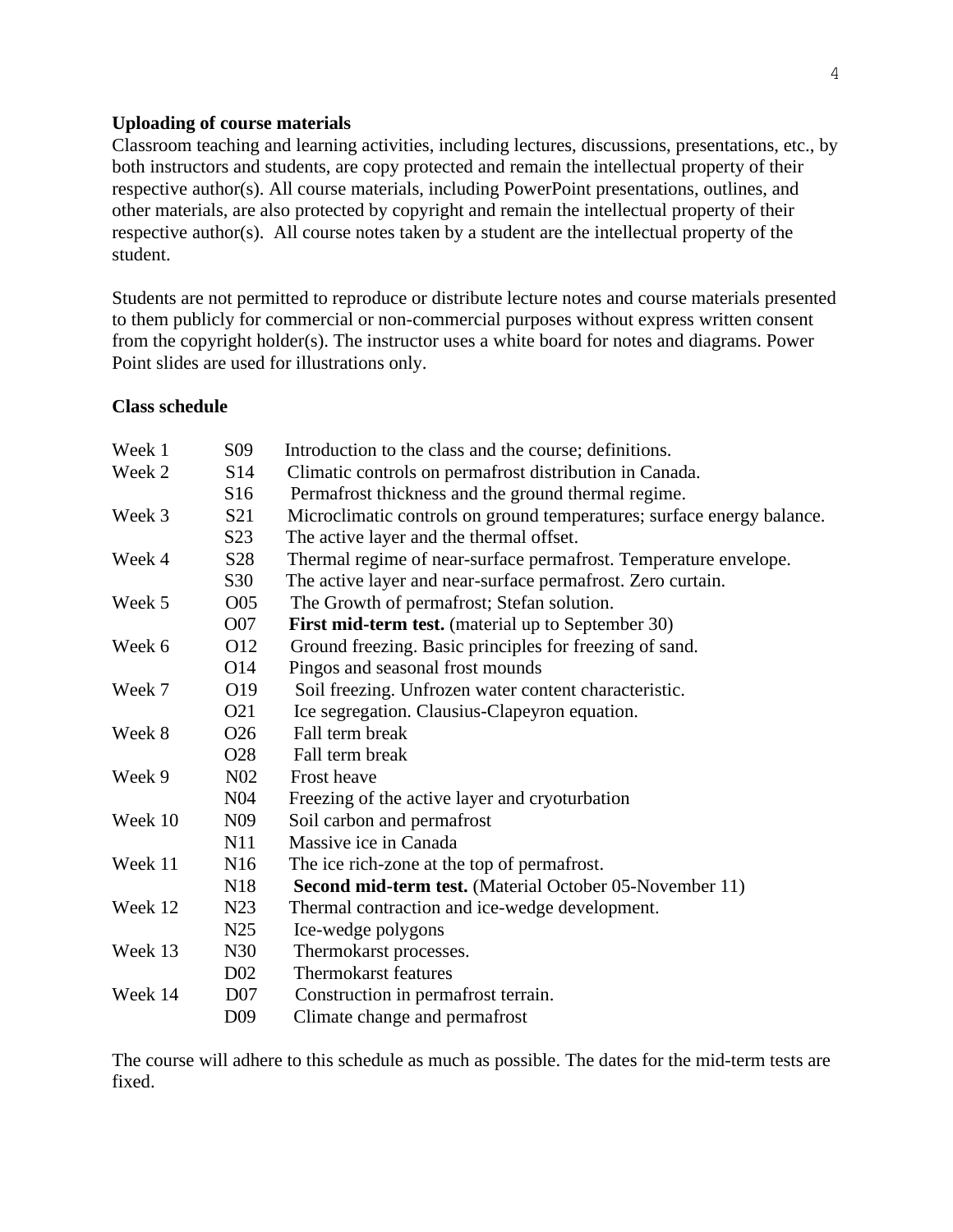**Uploading of course materials**

Classroom teaching and learning activities, including lectures, discussions, presentations, etc., by both instructors and students, are copy protected and remain the intellectual property of their respective author(s). All course materials, including PowerPoint presentations, outlines, and other materials, are also protected by copyright and remain the intellectual property of their respective author(s). All course notes taken by a student are the intellectual property of the student.

Students are not permitted to reproduce or distribute lecture notes and course materials presented to them publicly for commercial or non-commercial purposes without express written consent from the copyright holder(s). The instructor uses a white board for notes and diagrams. Power Point slides are used for illustrations only.

**Class schedule**

| | | |
|---|---|---|
| Week 1 | S09 | Introduction to the class and the course; definitions. |
| Week 2 | S14 | Climatic controls on permafrost distribution in Canada. |
| | S16 | Permafrost thickness and the ground thermal regime. |
| Week 3 | S21 | Microclimatic controls on ground temperatures; surface energy balance. |
| | S23 | The active layer and the thermal offset. |
| Week 4 | S28 | Thermal regime of near-surface permafrost. Temperature envelope. |
| | S30 | The active layer and near-surface permafrost. Zero curtain. |
| Week 5 | O05 | The Growth of permafrost; Stefan solution. |
| | O07 | **First mid-term test.** (material up to September 30) |
| Week 6 | O12 | Ground freezing. Basic principles for freezing of sand. |
| | O14 | Pingos and seasonal frost mounds |
| Week 7 | O19 | Soil freezing. Unfrozen water content characteristic. |
| | O21 | Ice segregation. Clausius-Clapeyron equation. |
| Week 8 | O26 | Fall term break |
| | O28 | Fall term break |
| Week 9 | N02 | Frost heave |
| | N04 | Freezing of the active layer and cryoturbation |
| Week 10 | N09 | Soil carbon and permafrost |
| | N11 | Massive ice in Canada |
| Week 11 | N16 | The ice rich-zone at the top of permafrost. |
| | N18 | **Second mid-term test.** (Material October 05-November 11) |
| Week 12 | N23 | Thermal contraction and ice-wedge development. |
| | N25 | Ice-wedge polygons |
| Week 13 | N30 | Thermokarst processes. |
| | D02 | Thermokarst features |
| Week 14 | D07 | Construction in permafrost terrain. |
| | D09 | Climate change and permafrost |

The course will adhere to this schedule as much as possible. The dates for the mid-term tests are fixed.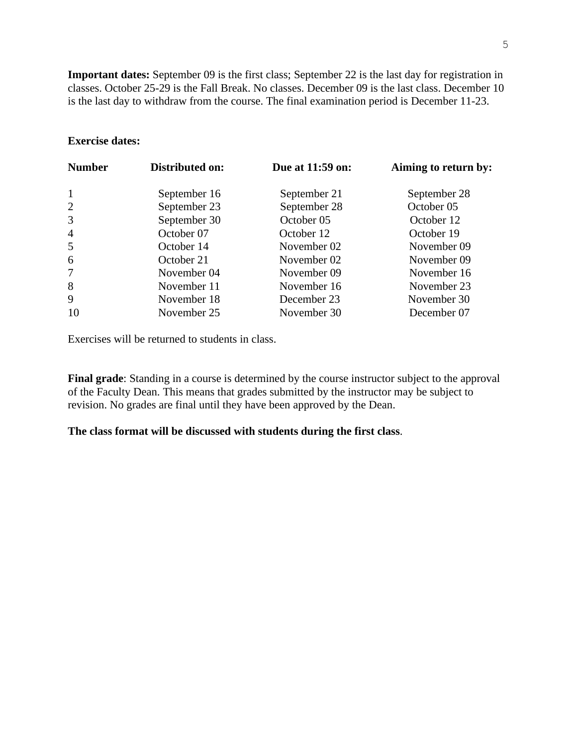**Important dates:** September 09 is the first class; September 22 is the last day for registration in classes. October 25-29 is the Fall Break. No classes. December 09 is the last class. December 10 is the last day to withdraw from the course. The final examination period is December 11-23.

**Exercise dates:**

| Number | Distributed on: | Due at 11:59 on: | Aiming to return by: |
|---|---|---|---|
| 1 | September 16 | September 21 | September 28 |
| 2 | September 23 | September 28 | October 05 |
| 3 | September 30 | October 05 | October 12 |
| 4 | October 07 | October 12 | October 19 |
| 5 | October 14 | November 02 | November 09 |
| 6 | October 21 | November 02 | November 09 |
| 7 | November 04 | November 09 | November 16 |
| 8 | November 11 | November 16 | November 23 |
| 9 | November 18 | December 23 | November 30 |
| 10 | November 25 | November 30 | December 07 |

Exercises will be returned to students in class.

**Final grade**: Standing in a course is determined by the course instructor subject to the approval of the Faculty Dean. This means that grades submitted by the instructor may be subject to revision. No grades are final until they have been approved by the Dean.

**The class format will be discussed with students during the first class**.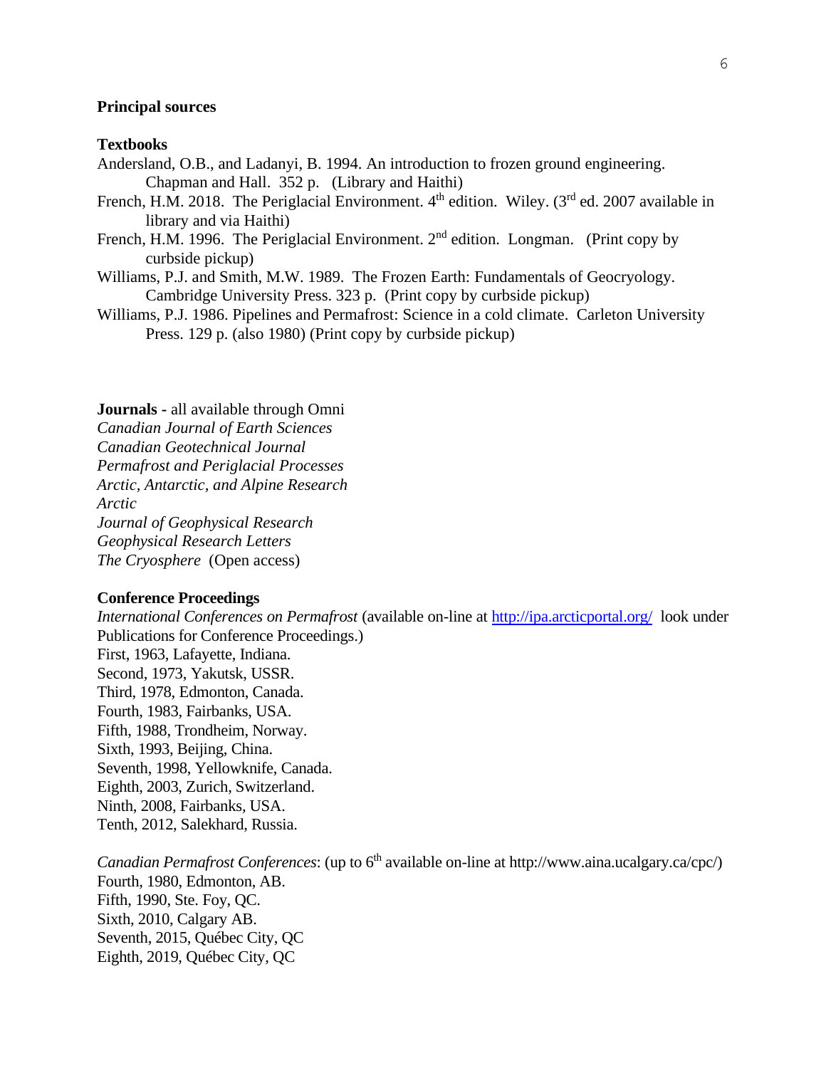## Principal sources

### Textbooks

Andersland, O.B., and Ladanyi, B. 1994. An introduction to frozen ground engineering. Chapman and Hall. 352 p. (Library and Haithi)

French, H.M. 2018. The Periglacial Environment. 4th edition. Wiley. (3rd ed. 2007 available in library and via Haithi)

French, H.M. 1996. The Periglacial Environment. 2nd edition. Longman. (Print copy by curbside pickup)

Williams, P.J. and Smith, M.W. 1989. The Frozen Earth: Fundamentals of Geocryology. Cambridge University Press. 323 p. (Print copy by curbside pickup)

Williams, P.J. 1986. Pipelines and Permafrost: Science in a cold climate. Carleton University Press. 129 p. (also 1980) (Print copy by curbside pickup)

**Journals -** all available through Omni

*Canadian Journal of Earth Sciences*
*Canadian Geotechnical Journal*
*Permafrost and Periglacial Processes*
*Arctic, Antarctic, and Alpine Research*
*Arctic*
*Journal of Geophysical Research*
*Geophysical Research Letters*
*The Cryosphere* (Open access)

### Conference Proceedings

*International Conferences on Permafrost* (available on-line at http://ipa.arcticportal.org/ look under Publications for Conference Proceedings.)

First, 1963, Lafayette, Indiana.
Second, 1973, Yakutsk, USSR.
Third, 1978, Edmonton, Canada.
Fourth, 1983, Fairbanks, USA.
Fifth, 1988, Trondheim, Norway.
Sixth, 1993, Beijing, China.
Seventh, 1998, Yellowknife, Canada.
Eighth, 2003, Zurich, Switzerland.
Ninth, 2008, Fairbanks, USA.
Tenth, 2012, Salekhard, Russia.

*Canadian Permafrost Conferences*: (up to 6th available on-line at http://www.aina.ucalgary.ca/cpc/)

Fourth, 1980, Edmonton, AB.
Fifth, 1990, Ste. Foy, QC.
Sixth, 2010, Calgary AB.
Seventh, 2015, Québec City, QC
Eighth, 2019, Québec City, QC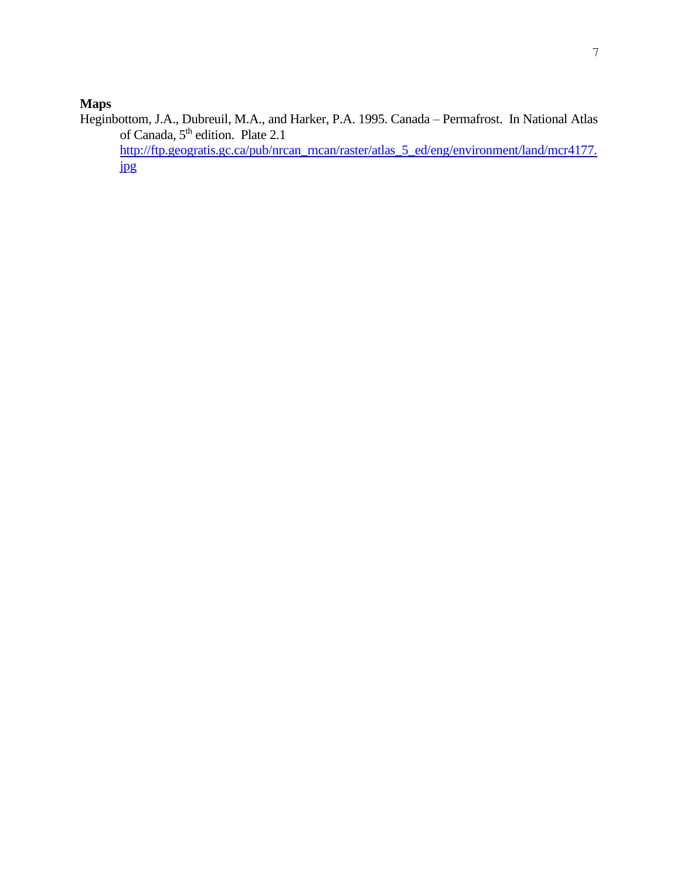**Maps**

Heginbottom, J.A., Dubreuil, M.A., and Harker, P.A. 1995. Canada – Permafrost. In National Atlas of Canada, 5th edition. Plate 2.1 http://ftp.geogratis.gc.ca/pub/nrcan_rncan/raster/atlas_5_ed/eng/environment/land/mcr4177.jpg